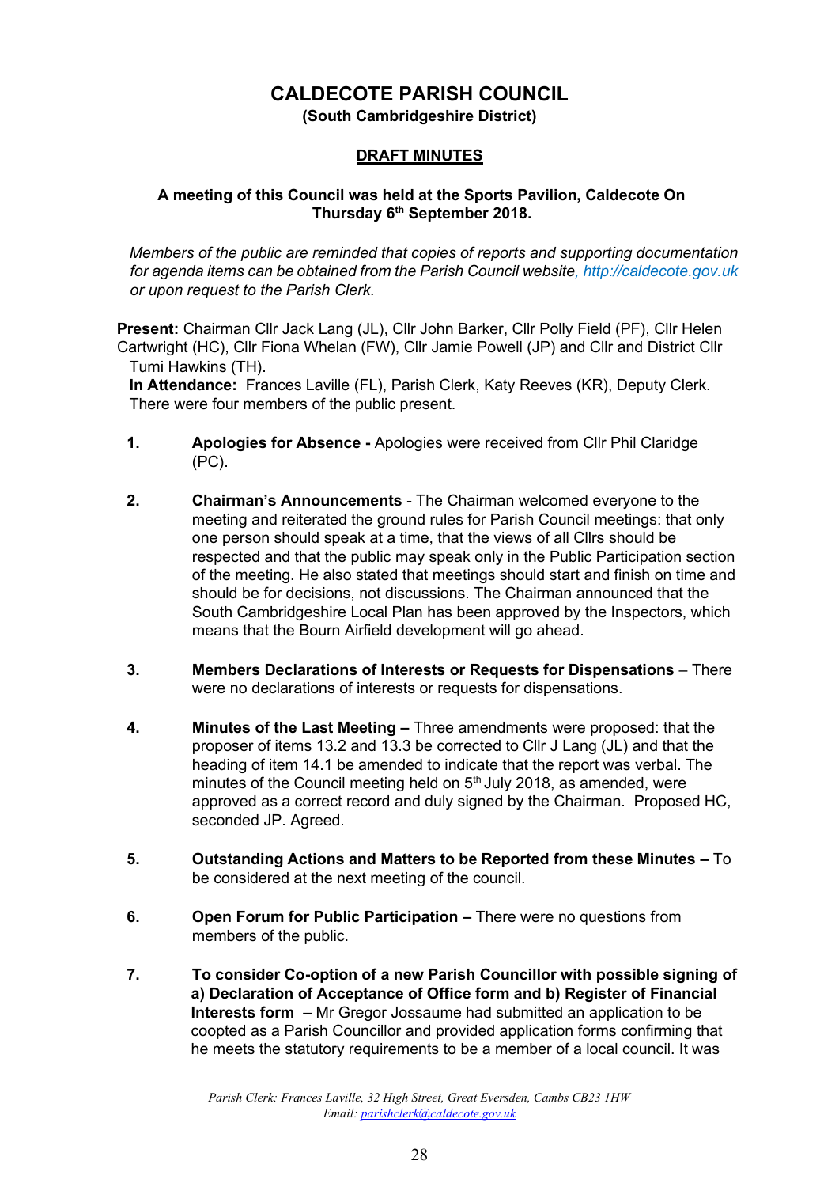# CALDECOTE PARISH COUNCIL

**(South Cambridgeshire District)**

## DRAFT MINUTES

**A meeting of this Council was held at the Sports Pavilion, Caldecote On Thursday 6th September 2018.**

*Members of the public are reminded that copies of reports and supporting documentation for agenda items can be obtained from the Parish Council website, [http://caldecote.gov.uk](http://caldecote.gov.uk) or upon request to the Parish Clerk.*

**Present:** Chairman Cllr Jack Lang (JL), Cllr John Barker, Cllr Polly Field (PF), Cllr Helen Cartwright (HC), Cllr Fiona Whelan (FW), Cllr Jamie Powell (JP) and Cllr and District Cllr Tumi Hawkins (TH).

**In Attendance:** Frances Laville (FL), Parish Clerk, Katy Reeves (KR), Deputy Clerk. There were four members of the public present.

1. **Apologies for Absence -** Apologies were received from Cllr Phil Claridge (PC).

2. **Chairman's Announcements** - The Chairman welcomed everyone to the meeting and reiterated the ground rules for Parish Council meetings: that only one person should speak at a time, that the views of all Cllrs should be respected and that the public may speak only in the Public Participation section of the meeting. He also stated that meetings should start and finish on time and should be for decisions, not discussions. The Chairman announced that the South Cambridgeshire Local Plan has been approved by the Inspectors, which means that the Bourn Airfield development will go ahead.

3. **Members Declarations of Interests or Requests for Dispensations** – There were no declarations of interests or requests for dispensations.

4. **Minutes of the Last Meeting –** Three amendments were proposed: that the proposer of items 13.2 and 13.3 be corrected to Cllr J Lang (JL) and that the heading of item 14.1 be amended to indicate that the report was verbal. The minutes of the Council meeting held on 5th July 2018, as amended, were approved as a correct record and duly signed by the Chairman. Proposed HC, seconded JP. Agreed.

5. **Outstanding Actions and Matters to be Reported from these Minutes –** To be considered at the next meeting of the council.

6. **Open Forum for Public Participation –** There were no questions from members of the public.

7. **To consider Co-option of a new Parish Councillor with possible signing of a) Declaration of Acceptance of Office form and b) Register of Financial Interests form –** Mr Gregor Jossaume had submitted an application to be coopted as a Parish Councillor and provided application forms confirming that he meets the statutory requirements to be a member of a local council. It was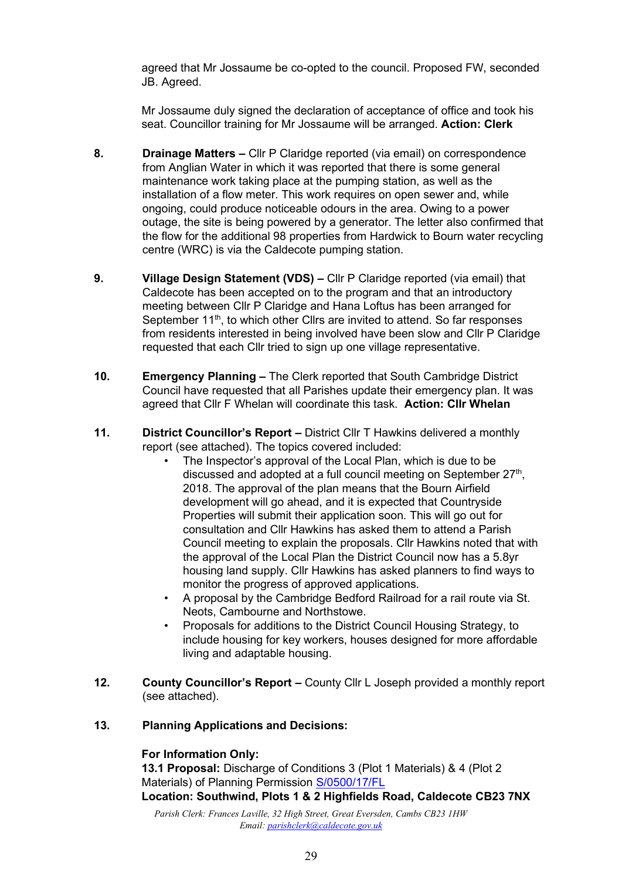agreed that Mr Jossaume be co-opted to the council. Proposed FW, seconded JB. Agreed.

Mr Jossaume duly signed the declaration of acceptance of office and took his seat. Councillor training for Mr Jossaume will be arranged. **Action: Clerk**

**8.** **Drainage Matters –** Cllr P Claridge reported (via email) on correspondence from Anglian Water in which it was reported that there is some general maintenance work taking place at the pumping station, as well as the installation of a flow meter. This work requires on open sewer and, while ongoing, could produce noticeable odours in the area. Owing to a power outage, the site is being powered by a generator. The letter also confirmed that the flow for the additional 98 properties from Hardwick to Bourn water recycling centre (WRC) is via the Caldecote pumping station.

**9.** **Village Design Statement (VDS) –** Cllr P Claridge reported (via email) that Caldecote has been accepted on to the program and that an introductory meeting between Cllr P Claridge and Hana Loftus has been arranged for September 11th, to which other Cllrs are invited to attend. So far responses from residents interested in being involved have been slow and Cllr P Claridge requested that each Cllr tried to sign up one village representative.

**10.** **Emergency Planning –** The Clerk reported that South Cambridge District Council have requested that all Parishes update their emergency plan. It was agreed that Cllr F Whelan will coordinate this task. **Action: Cllr Whelan**

**11.** **District Councillor's Report –** District Cllr T Hawkins delivered a monthly report (see attached). The topics covered included:

- The Inspector's approval of the Local Plan, which is due to be discussed and adopted at a full council meeting on September 27th, 2018. The approval of the plan means that the Bourn Airfield development will go ahead, and it is expected that Countryside Properties will submit their application soon. This will go out for consultation and Cllr Hawkins has asked them to attend a Parish Council meeting to explain the proposals. Cllr Hawkins noted that with the approval of the Local Plan the District Council now has a 5.8yr housing land supply. Cllr Hawkins has asked planners to find ways to monitor the progress of approved applications.
- A proposal by the Cambridge Bedford Railroad for a rail route via St. Neots, Cambourne and Northstowe.
- Proposals for additions to the District Council Housing Strategy, to include housing for key workers, houses designed for more affordable living and adaptable housing.

**12.** **County Councillor's Report –** County Cllr L Joseph provided a monthly report (see attached).

**13.** **Planning Applications and Decisions:**

**For Information Only:**

**13.1 Proposal:** Discharge of Conditions 3 (Plot 1 Materials) & 4 (Plot 2 Materials) of Planning Permission S/0500/17/FL

**Location: Southwind, Plots 1 & 2 Highfields Road, Caldecote CB23 7NX**

*Parish Clerk: Frances Laville, 32 High Street, Great Eversden, Cambs CB23 1HW*
*Email: parishclerk@caldecote.gov.uk*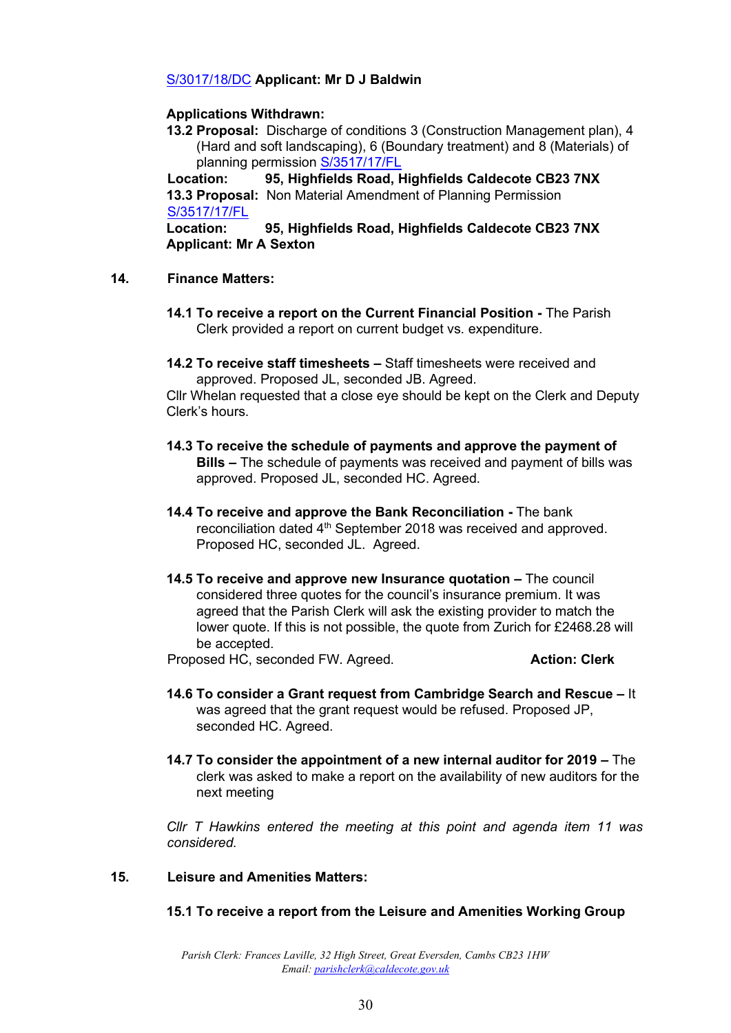S/3017/18/DC **Applicant: Mr D J Baldwin**

**Applications Withdrawn:**

**13.2 Proposal:** Discharge of conditions 3 (Construction Management plan), 4 (Hard and soft landscaping), 6 (Boundary treatment) and 8 (Materials) of planning permission S/3517/17/FL

**Location: 95, Highfields Road, Highfields Caldecote CB23 7NX**

**13.3 Proposal:** Non Material Amendment of Planning Permission S/3517/17/FL

**Location: 95, Highfields Road, Highfields Caldecote CB23 7NX**

**Applicant: Mr A Sexton**

## 14. Finance Matters:

**14.1 To receive a report on the Current Financial Position -** The Parish Clerk provided a report on current budget vs. expenditure.

**14.2 To receive staff timesheets –** Staff timesheets were received and approved. Proposed JL, seconded JB. Agreed.

Cllr Whelan requested that a close eye should be kept on the Clerk and Deputy Clerk's hours.

**14.3 To receive the schedule of payments and approve the payment of Bills –** The schedule of payments was received and payment of bills was approved. Proposed JL, seconded HC. Agreed.

**14.4 To receive and approve the Bank Reconciliation -** The bank reconciliation dated 4th September 2018 was received and approved. Proposed HC, seconded JL. Agreed.

**14.5 To receive and approve new Insurance quotation –** The council considered three quotes for the council's insurance premium. It was agreed that the Parish Clerk will ask the existing provider to match the lower quote. If this is not possible, the quote from Zurich for £2468.28 will be accepted.

Proposed HC, seconded FW. Agreed. **Action: Clerk**

**14.6 To consider a Grant request from Cambridge Search and Rescue –** It was agreed that the grant request would be refused. Proposed JP, seconded HC. Agreed.

**14.7 To consider the appointment of a new internal auditor for 2019 –** The clerk was asked to make a report on the availability of new auditors for the next meeting

*Cllr T Hawkins entered the meeting at this point and agenda item 11 was considered.*

## 15. Leisure and Amenities Matters:

**15.1 To receive a report from the Leisure and Amenities Working Group**

*Parish Clerk: Frances Laville, 32 High Street, Great Eversden, Cambs CB23 1HW*
*Email: parishclerk@caldecote.gov.uk*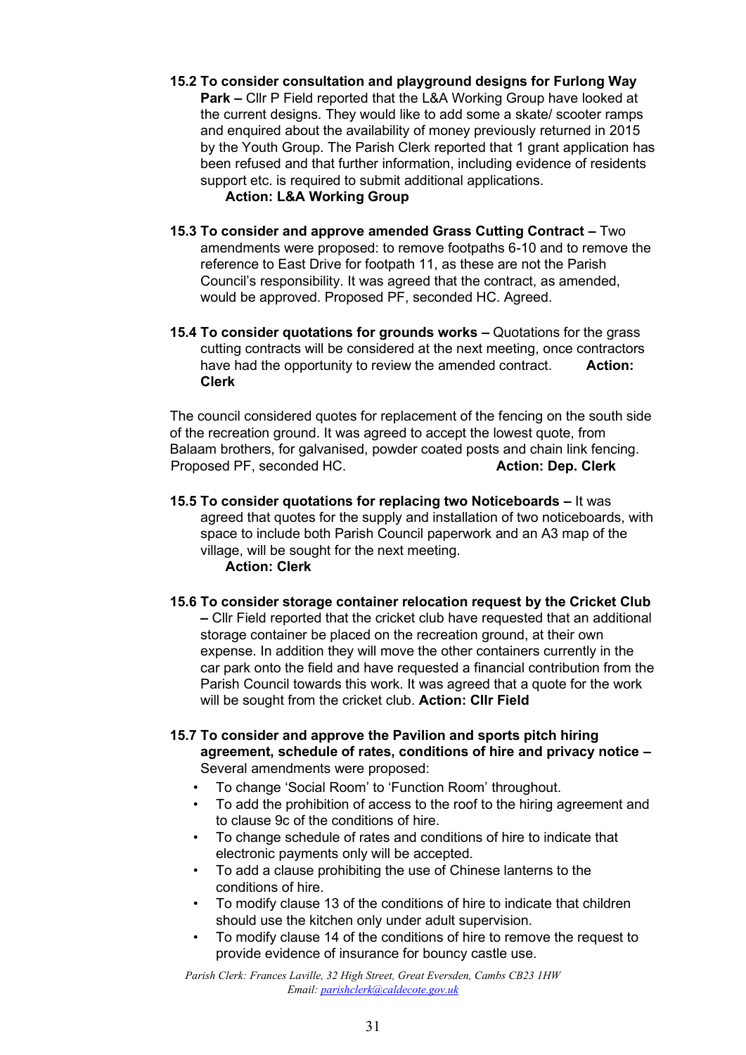**15.2 To consider consultation and playground designs for Furlong Way Park –** Cllr P Field reported that the L&A Working Group have looked at the current designs. They would like to add some a skate/ scooter ramps and enquired about the availability of money previously returned in 2015 by the Youth Group. The Parish Clerk reported that 1 grant application has been refused and that further information, including evidence of residents support etc. is required to submit additional applications.
**Action: L&A Working Group**

**15.3 To consider and approve amended Grass Cutting Contract –** Two amendments were proposed: to remove footpaths 6-10 and to remove the reference to East Drive for footpath 11, as these are not the Parish Council's responsibility. It was agreed that the contract, as amended, would be approved. Proposed PF, seconded HC. Agreed.

**15.4 To consider quotations for grounds works –** Quotations for the grass cutting contracts will be considered at the next meeting, once contractors have had the opportunity to review the amended contract. **Action: Clerk**

The council considered quotes for replacement of the fencing on the south side of the recreation ground. It was agreed to accept the lowest quote, from Balaam brothers, for galvanised, powder coated posts and chain link fencing. Proposed PF, seconded HC. **Action: Dep. Clerk**

**15.5 To consider quotations for replacing two Noticeboards –** It was agreed that quotes for the supply and installation of two noticeboards, with space to include both Parish Council paperwork and an A3 map of the village, will be sought for the next meeting.
**Action: Clerk**

**15.6 To consider storage container relocation request by the Cricket Club –** Cllr Field reported that the cricket club have requested that an additional storage container be placed on the recreation ground, at their own expense. In addition they will move the other containers currently in the car park onto the field and have requested a financial contribution from the Parish Council towards this work. It was agreed that a quote for the work will be sought from the cricket club. **Action: Cllr Field**

**15.7 To consider and approve the Pavilion and sports pitch hiring agreement, schedule of rates, conditions of hire and privacy notice –** Several amendments were proposed:

- To change 'Social Room' to 'Function Room' throughout.
- To add the prohibition of access to the roof to the hiring agreement and to clause 9c of the conditions of hire.
- To change schedule of rates and conditions of hire to indicate that electronic payments only will be accepted.
- To add a clause prohibiting the use of Chinese lanterns to the conditions of hire.
- To modify clause 13 of the conditions of hire to indicate that children should use the kitchen only under adult supervision.
- To modify clause 14 of the conditions of hire to remove the request to provide evidence of insurance for bouncy castle use.

*Parish Clerk: Frances Laville, 32 High Street, Great Eversden, Cambs CB23 1HW*
*Email: parishclerk@caldecote.gov.uk*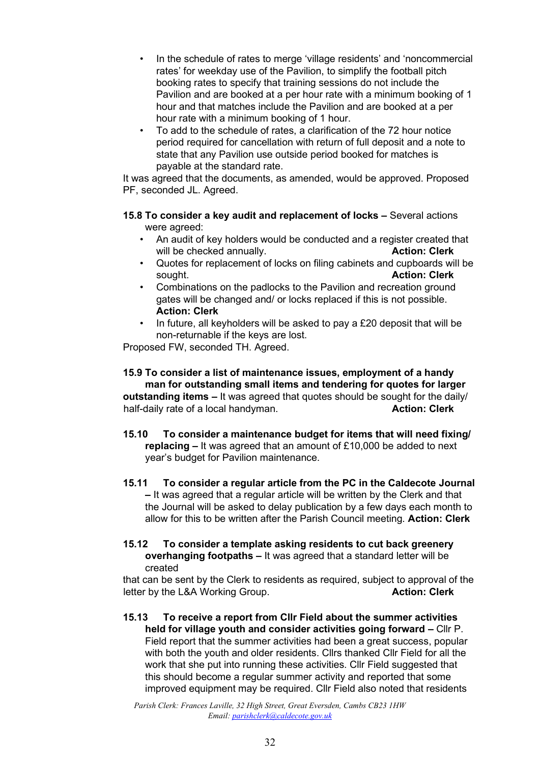- In the schedule of rates to merge 'village residents' and 'noncommercial rates' for weekday use of the Pavilion, to simplify the football pitch booking rates to specify that training sessions do not include the Pavilion and are booked at a per hour rate with a minimum booking of 1 hour and that matches include the Pavilion and are booked at a per hour rate with a minimum booking of 1 hour.
- To add to the schedule of rates, a clarification of the 72 hour notice period required for cancellation with return of full deposit and a note to state that any Pavilion use outside period booked for matches is payable at the standard rate.

It was agreed that the documents, as amended, would be approved. Proposed PF, seconded JL. Agreed.

**15.8 To consider a key audit and replacement of locks –** Several actions were agreed:

- An audit of key holders would be conducted and a register created that will be checked annually. **Action: Clerk**
- Quotes for replacement of locks on filing cabinets and cupboards will be sought. **Action: Clerk**
- Combinations on the padlocks to the Pavilion and recreation ground gates will be changed and/ or locks replaced if this is not possible. **Action: Clerk**
- In future, all keyholders will be asked to pay a £20 deposit that will be non-returnable if the keys are lost.

Proposed FW, seconded TH. Agreed.

**15.9 To consider a list of maintenance issues, employment of a handy man for outstanding small items and tendering for quotes for larger outstanding items –** It was agreed that quotes should be sought for the daily/ half-daily rate of a local handyman. **Action: Clerk**

**15.10 To consider a maintenance budget for items that will need fixing/ replacing –** It was agreed that an amount of £10,000 be added to next year's budget for Pavilion maintenance.

**15.11 To consider a regular article from the PC in the Caldecote Journal –** It was agreed that a regular article will be written by the Clerk and that the Journal will be asked to delay publication by a few days each month to allow for this to be written after the Parish Council meeting. **Action: Clerk**

**15.12 To consider a template asking residents to cut back greenery overhanging footpaths –** It was agreed that a standard letter will be created that can be sent by the Clerk to residents as required, subject to approval of the letter by the L&A Working Group. **Action: Clerk**

**15.13 To receive a report from Cllr Field about the summer activities held for village youth and consider activities going forward –** Cllr P. Field report that the summer activities had been a great success, popular with both the youth and older residents. Cllrs thanked Cllr Field for all the work that she put into running these activities. Cllr Field suggested that this should become a regular summer activity and reported that some improved equipment may be required. Cllr Field also noted that residents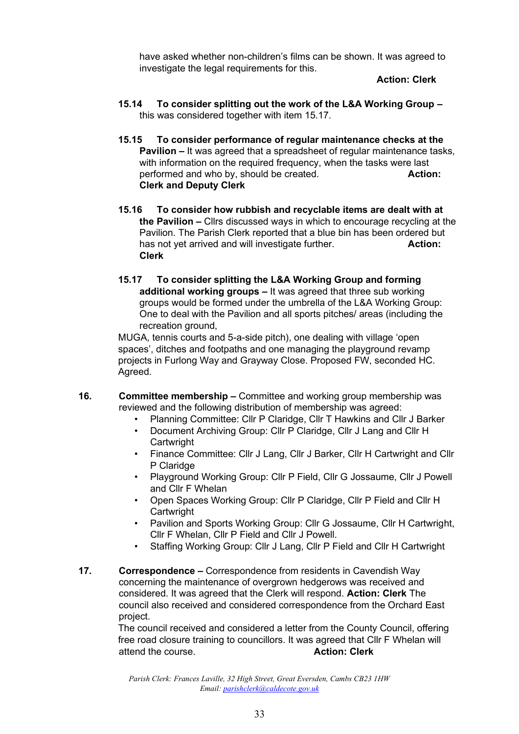have asked whether non-children's films can be shown. It was agreed to investigate the legal requirements for this.

**Action: Clerk**

**15.14 To consider splitting out the work of the L&A Working Group –** this was considered together with item 15.17.

**15.15 To consider performance of regular maintenance checks at the Pavilion –** It was agreed that a spreadsheet of regular maintenance tasks, with information on the required frequency, when the tasks were last performed and who by, should be created. **Action: Clerk and Deputy Clerk**

**15.16 To consider how rubbish and recyclable items are dealt with at the Pavilion –** Cllrs discussed ways in which to encourage recycling at the Pavilion. The Parish Clerk reported that a blue bin has been ordered but has not yet arrived and will investigate further. **Action: Clerk**

**15.17 To consider splitting the L&A Working Group and forming additional working groups –** It was agreed that three sub working groups would be formed under the umbrella of the L&A Working Group: One to deal with the Pavilion and all sports pitches/ areas (including the recreation ground, MUGA, tennis courts and 5-a-side pitch), one dealing with village 'open spaces', ditches and footpaths and one managing the playground revamp projects in Furlong Way and Grayway Close. Proposed FW, seconded HC. Agreed.

**16. Committee membership –** Committee and working group membership was reviewed and the following distribution of membership was agreed:

- Planning Committee: Cllr P Claridge, Cllr T Hawkins and Cllr J Barker
- Document Archiving Group: Cllr P Claridge, Cllr J Lang and Cllr H Cartwright
- Finance Committee: Cllr J Lang, Cllr J Barker, Cllr H Cartwright and Cllr P Claridge
- Playground Working Group: Cllr P Field, Cllr G Jossaume, Cllr J Powell and Cllr F Whelan
- Open Spaces Working Group: Cllr P Claridge, Cllr P Field and Cllr H Cartwright
- Pavilion and Sports Working Group: Cllr G Jossaume, Cllr H Cartwright, Cllr F Whelan, Cllr P Field and Cllr J Powell.
- Staffing Working Group: Cllr J Lang, Cllr P Field and Cllr H Cartwright

**17. Correspondence –** Correspondence from residents in Cavendish Way concerning the maintenance of overgrown hedgerows was received and considered. It was agreed that the Clerk will respond. **Action: Clerk** The council also received and considered correspondence from the Orchard East project.

The council received and considered a letter from the County Council, offering free road closure training to councillors. It was agreed that Cllr F Whelan will attend the course. **Action: Clerk**

*Parish Clerk: Frances Laville, 32 High Street, Great Eversden, Cambs CB23 1HW*
*Email: parishclerk@caldecote.gov.uk*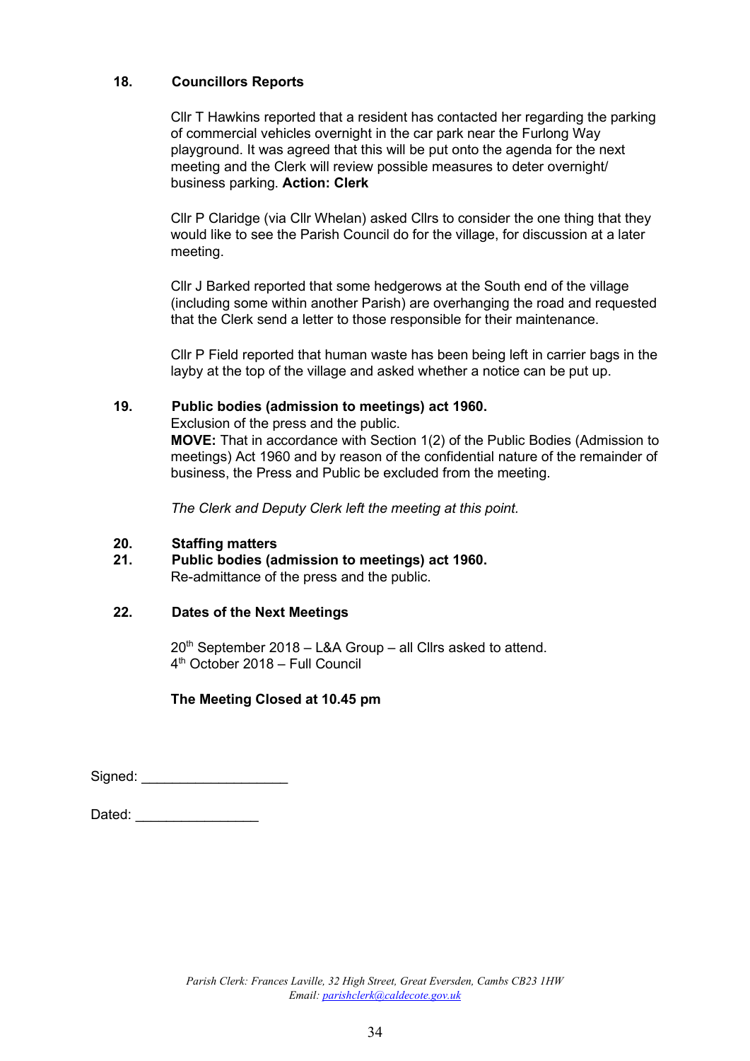## 18. Councillors Reports

Cllr T Hawkins reported that a resident has contacted her regarding the parking of commercial vehicles overnight in the car park near the Furlong Way playground. It was agreed that this will be put onto the agenda for the next meeting and the Clerk will review possible measures to deter overnight/ business parking. **Action: Clerk**

Cllr P Claridge (via Cllr Whelan) asked Cllrs to consider the one thing that they would like to see the Parish Council do for the village, for discussion at a later meeting.

Cllr J Barked reported that some hedgerows at the South end of the village (including some within another Parish) are overhanging the road and requested that the Clerk send a letter to those responsible for their maintenance.

Cllr P Field reported that human waste has been being left in carrier bags in the layby at the top of the village and asked whether a notice can be put up.

## 19. Public bodies (admission to meetings) act 1960.

Exclusion of the press and the public.

**MOVE:** That in accordance with Section 1(2) of the Public Bodies (Admission to meetings) Act 1960 and by reason of the confidential nature of the remainder of business, the Press and Public be excluded from the meeting.

*The Clerk and Deputy Clerk left the meeting at this point.*

## 20. Staffing matters

## 21. Public bodies (admission to meetings) act 1960.

Re-admittance of the press and the public.

## 22. Dates of the Next Meetings

20th September 2018 – L&A Group – all Cllrs asked to attend.
4th October 2018 – Full Council

**The Meeting Closed at 10.45 pm**

Signed: ___________________

Dated: ________________

*Parish Clerk: Frances Laville, 32 High Street, Great Eversden, Cambs CB23 1HW*
*Email: parishclerk@caldecote.gov.uk*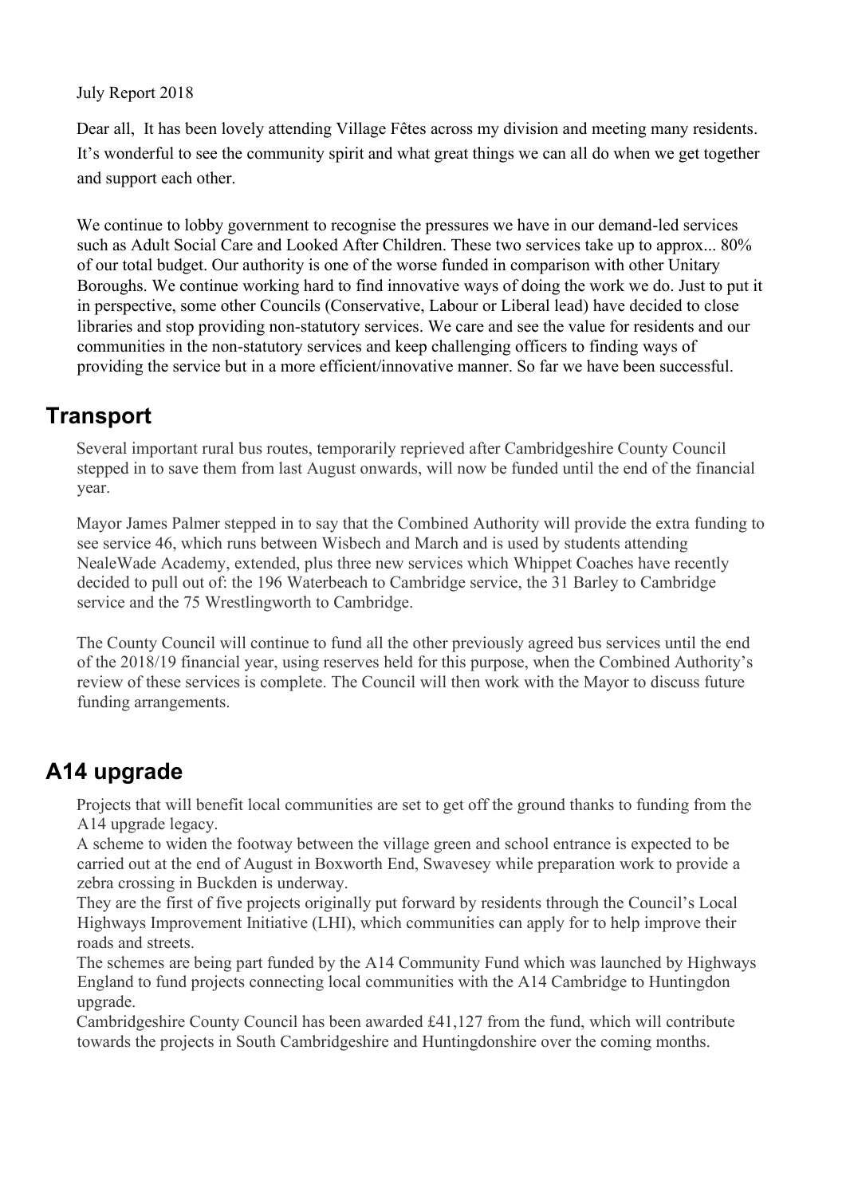July Report 2018

Dear all, It has been lovely attending Village Fêtes across my division and meeting many residents. It's wonderful to see the community spirit and what great things we can all do when we get together and support each other.

We continue to lobby government to recognise the pressures we have in our demand-led services such as Adult Social Care and Looked After Children. These two services take up to approx... 80% of our total budget. Our authority is one of the worse funded in comparison with other Unitary Boroughs. We continue working hard to find innovative ways of doing the work we do. Just to put it in perspective, some other Councils (Conservative, Labour or Liberal lead) have decided to close libraries and stop providing non-statutory services. We care and see the value for residents and our communities in the non-statutory services and keep challenging officers to finding ways of providing the service but in a more efficient/innovative manner. So far we have been successful.

## Transport

Several important rural bus routes, temporarily reprieved after Cambridgeshire County Council stepped in to save them from last August onwards, will now be funded until the end of the financial year.

Mayor James Palmer stepped in to say that the Combined Authority will provide the extra funding to see service 46, which runs between Wisbech and March and is used by students attending NealeWade Academy, extended, plus three new services which Whippet Coaches have recently decided to pull out of: the 196 Waterbeach to Cambridge service, the 31 Barley to Cambridge service and the 75 Wrestlingworth to Cambridge.

The County Council will continue to fund all the other previously agreed bus services until the end of the 2018/19 financial year, using reserves held for this purpose, when the Combined Authority's review of these services is complete. The Council will then work with the Mayor to discuss future funding arrangements.

## A14 upgrade

Projects that will benefit local communities are set to get off the ground thanks to funding from the A14 upgrade legacy.
A scheme to widen the footway between the village green and school entrance is expected to be carried out at the end of August in Boxworth End, Swavesey while preparation work to provide a zebra crossing in Buckden is underway.
They are the first of five projects originally put forward by residents through the Council's Local Highways Improvement Initiative (LHI), which communities can apply for to help improve their roads and streets.
The schemes are being part funded by the A14 Community Fund which was launched by Highways England to fund projects connecting local communities with the A14 Cambridge to Huntingdon upgrade.
Cambridgeshire County Council has been awarded £41,127 from the fund, which will contribute towards the projects in South Cambridgeshire and Huntingdonshire over the coming months.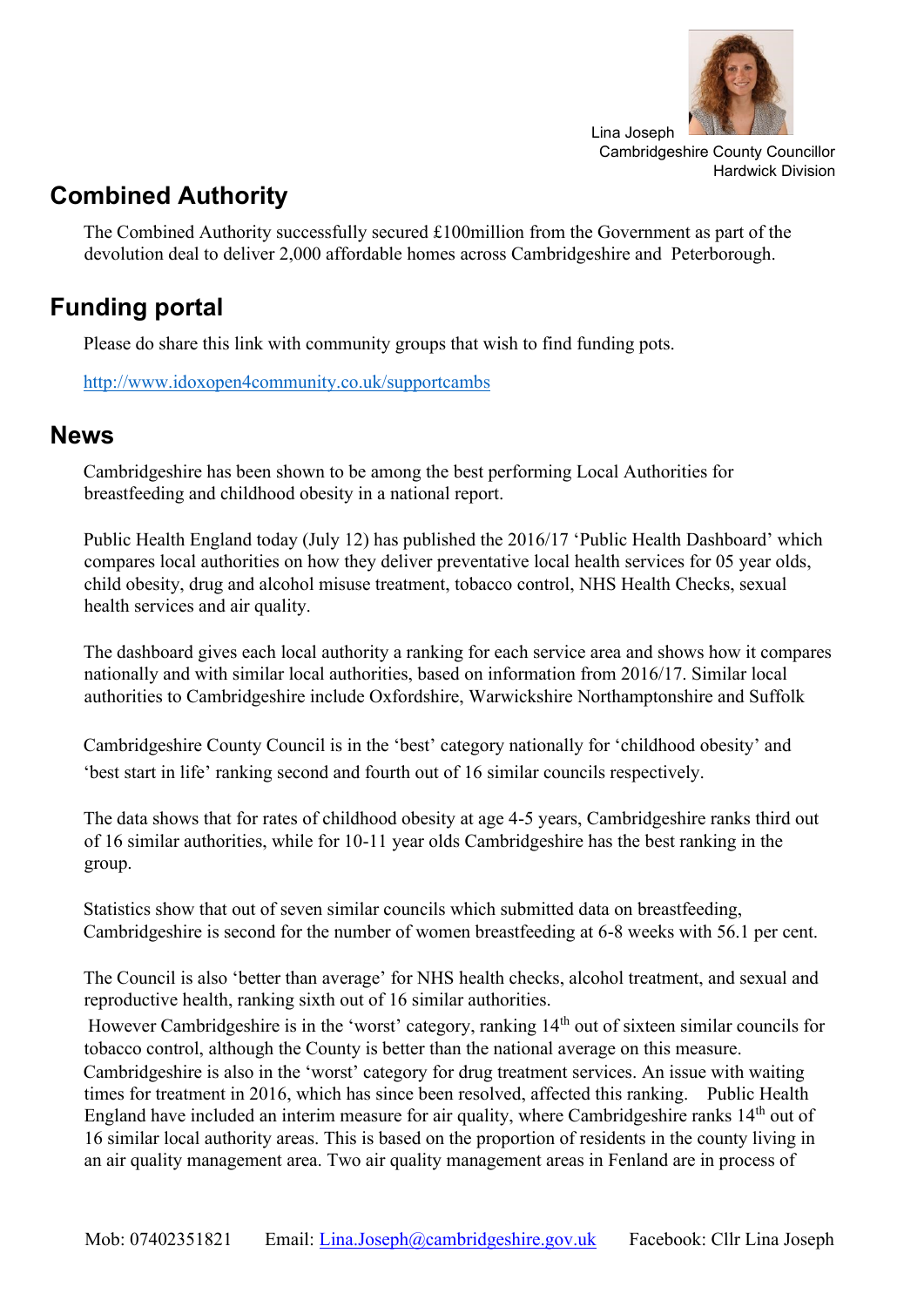Lina Joseph
Cambridgeshire County Councillor
Hardwick Division

## Combined Authority

The Combined Authority successfully secured £100million from the Government as part of the devolution deal to deliver 2,000 affordable homes across Cambridgeshire and Peterborough.

## Funding portal

Please do share this link with community groups that wish to find funding pots.

http://www.idoxopen4community.co.uk/supportcambs

## News

Cambridgeshire has been shown to be among the best performing Local Authorities for breastfeeding and childhood obesity in a national report.

Public Health England today (July 12) has published the 2016/17 'Public Health Dashboard' which compares local authorities on how they deliver preventative local health services for 05 year olds, child obesity, drug and alcohol misuse treatment, tobacco control, NHS Health Checks, sexual health services and air quality.

The dashboard gives each local authority a ranking for each service area and shows how it compares nationally and with similar local authorities, based on information from 2016/17. Similar local authorities to Cambridgeshire include Oxfordshire, Warwickshire Northamptonshire and Suffolk

Cambridgeshire County Council is in the 'best' category nationally for 'childhood obesity' and 'best start in life' ranking second and fourth out of 16 similar councils respectively.

The data shows that for rates of childhood obesity at age 4-5 years, Cambridgeshire ranks third out of 16 similar authorities, while for 10-11 year olds Cambridgeshire has the best ranking in the group.

Statistics show that out of seven similar councils which submitted data on breastfeeding, Cambridgeshire is second for the number of women breastfeeding at 6-8 weeks with 56.1 per cent.

The Council is also 'better than average' for NHS health checks, alcohol treatment, and sexual and reproductive health, ranking sixth out of 16 similar authorities.
However Cambridgeshire is in the 'worst' category, ranking 14th out of sixteen similar councils for tobacco control, although the County is better than the national average on this measure. Cambridgeshire is also in the 'worst' category for drug treatment services. An issue with waiting times for treatment in 2016, which has since been resolved, affected this ranking. Public Health England have included an interim measure for air quality, where Cambridgeshire ranks 14th out of 16 similar local authority areas. This is based on the proportion of residents in the county living in an air quality management area. Two air quality management areas in Fenland are in process of

Mob: 07402351821 Email: Lina.Joseph@cambridgeshire.gov.uk Facebook: Cllr Lina Joseph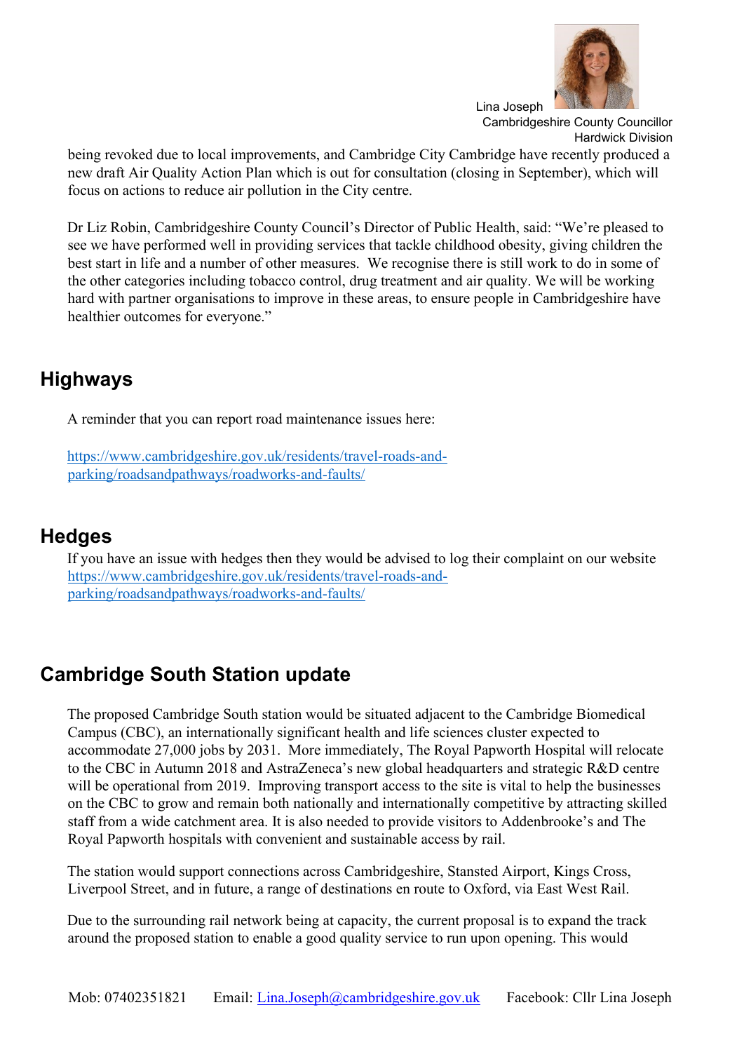being revoked due to local improvements, and Cambridge City Cambridge have recently produced a new draft Air Quality Action Plan which is out for consultation (closing in September), which will focus on actions to reduce air pollution in the City centre.

Dr Liz Robin, Cambridgeshire County Council's Director of Public Health, said: "We're pleased to see we have performed well in providing services that tackle childhood obesity, giving children the best start in life and a number of other measures. We recognise there is still work to do in some of the other categories including tobacco control, drug treatment and air quality. We will be working hard with partner organisations to improve in these areas, to ensure people in Cambridgeshire have healthier outcomes for everyone."

## Highways

A reminder that you can report road maintenance issues here:

[https://www.cambridgeshire.gov.uk/residents/travel-roads-and-parking/roadsandpathways/roadworks-and-faults/](https://www.cambridgeshire.gov.uk/residents/travel-roads-and-parking/roadsandpathways/roadworks-and-faults/)

## Hedges

If you have an issue with hedges then they would be advised to log their complaint on our website [https://www.cambridgeshire.gov.uk/residents/travel-roads-and-parking/roadsandpathways/roadworks-and-faults/](https://www.cambridgeshire.gov.uk/residents/travel-roads-and-parking/roadsandpathways/roadworks-and-faults/)

## Cambridge South Station update

The proposed Cambridge South station would be situated adjacent to the Cambridge Biomedical Campus (CBC), an internationally significant health and life sciences cluster expected to accommodate 27,000 jobs by 2031. More immediately, The Royal Papworth Hospital will relocate to the CBC in Autumn 2018 and AstraZeneca's new global headquarters and strategic R&D centre will be operational from 2019. Improving transport access to the site is vital to help the businesses on the CBC to grow and remain both nationally and internationally competitive by attracting skilled staff from a wide catchment area. It is also needed to provide visitors to Addenbrooke's and The Royal Papworth hospitals with convenient and sustainable access by rail.

The station would support connections across Cambridgeshire, Stansted Airport, Kings Cross, Liverpool Street, and in future, a range of destinations en route to Oxford, via East West Rail.

Due to the surrounding rail network being at capacity, the current proposal is to expand the track around the proposed station to enable a good quality service to run upon opening. This would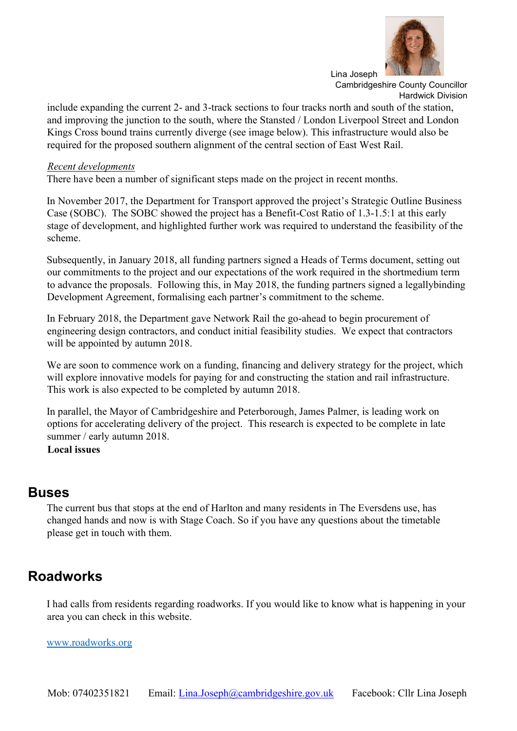include expanding the current 2- and 3-track sections to four tracks north and south of the station, and improving the junction to the south, where the Stansted / London Liverpool Street and London Kings Cross bound trains currently diverge (see image below). This infrastructure would also be required for the proposed southern alignment of the central section of East West Rail.

*Recent developments*

There have been a number of significant steps made on the project in recent months.

In November 2017, the Department for Transport approved the project's Strategic Outline Business Case (SOBC). The SOBC showed the project has a Benefit-Cost Ratio of 1.3-1.5:1 at this early stage of development, and highlighted further work was required to understand the feasibility of the scheme.

Subsequently, in January 2018, all funding partners signed a Heads of Terms document, setting out our commitments to the project and our expectations of the work required in the shortmedium term to advance the proposals. Following this, in May 2018, the funding partners signed a legallybinding Development Agreement, formalising each partner's commitment to the scheme.

In February 2018, the Department gave Network Rail the go-ahead to begin procurement of engineering design contractors, and conduct initial feasibility studies. We expect that contractors will be appointed by autumn 2018.

We are soon to commence work on a funding, financing and delivery strategy for the project, which will explore innovative models for paying for and constructing the station and rail infrastructure. This work is also expected to be completed by autumn 2018.

In parallel, the Mayor of Cambridgeshire and Peterborough, James Palmer, is leading work on options for accelerating delivery of the project. This research is expected to be complete in late summer / early autumn 2018.

**Local issues**

## Buses

The current bus that stops at the end of Harlton and many residents in The Eversdens use, has changed hands and now is with Stage Coach. So if you have any questions about the timetable please get in touch with them.

## Roadworks

I had calls from residents regarding roadworks. If you would like to know what is happening in your area you can check in this website.

[www.roadworks.org](http://www.roadworks.org)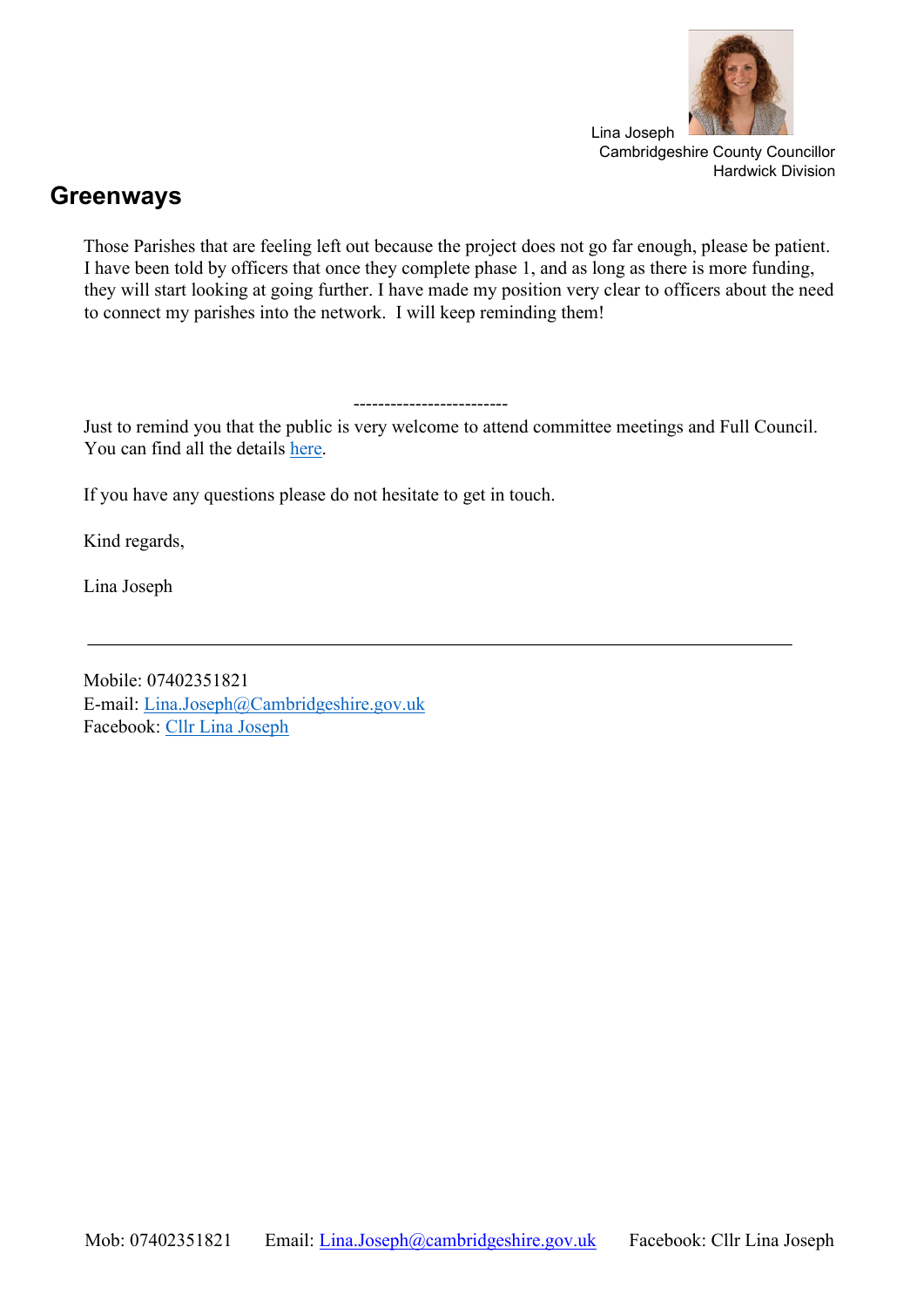Lina Joseph
Cambridgeshire County Councillor
Hardwick Division

## Greenways

Those Parishes that are feeling left out because the project does not go far enough, please be patient. I have been told by officers that once they complete phase 1, and as long as there is more funding, they will start looking at going further. I have made my position very clear to officers about the need to connect my parishes into the network. I will keep reminding them!

-------------------------

Just to remind you that the public is very welcome to attend committee meetings and Full Council. You can find all the details here.

If you have any questions please do not hesitate to get in touch.

Kind regards,

Lina Joseph

---

Mobile: 07402351821
E-mail: Lina.Joseph@Cambridgeshire.gov.uk
Facebook: Cllr Lina Joseph